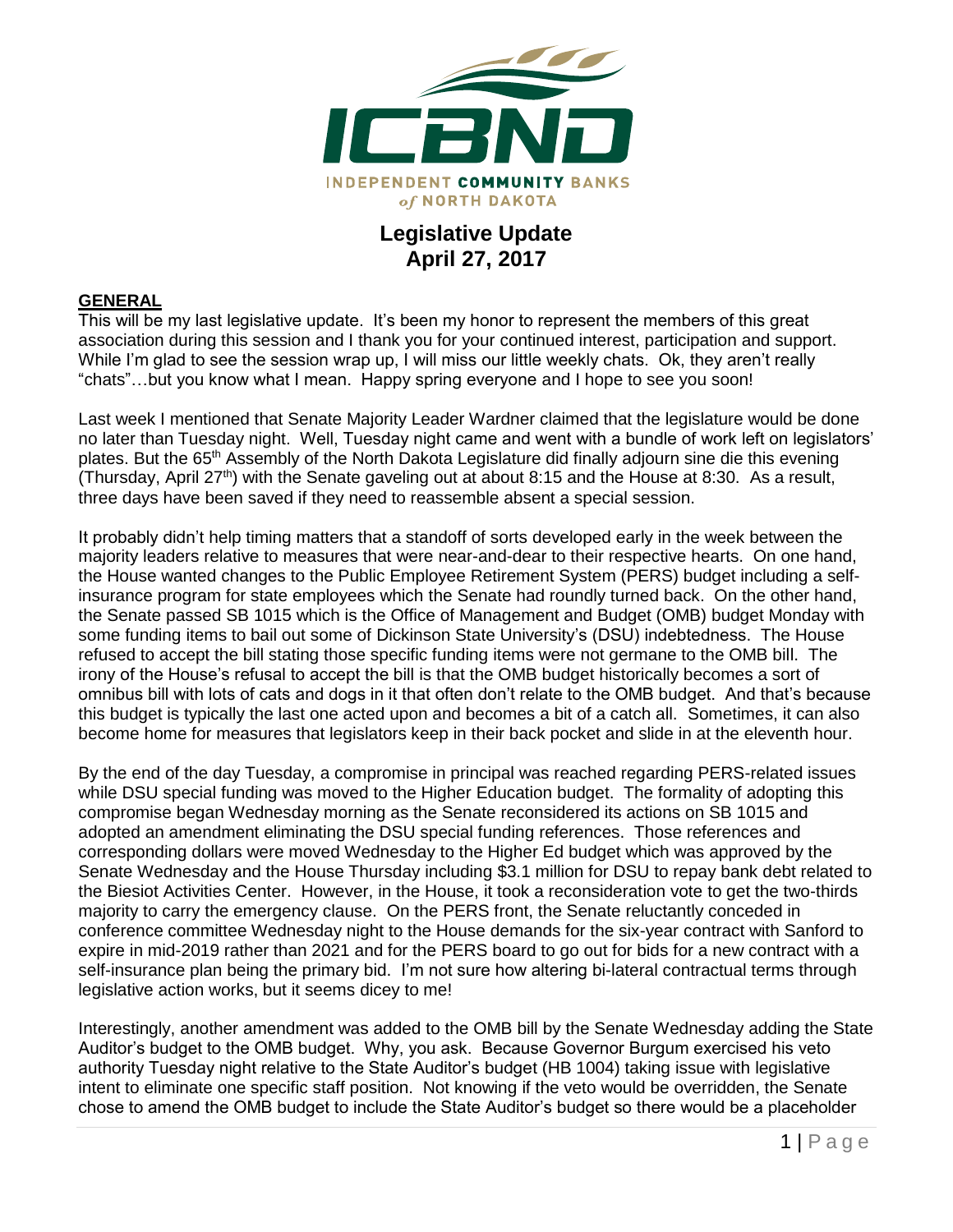# Legislative Update
## April 27, 2017

### GENERAL

This will be my last legislative update. It's been my honor to represent the members of this great association during this session and I thank you for your continued interest, participation and support. While I'm glad to see the session wrap up, I will miss our little weekly chats. Ok, they aren't really "chats"…but you know what I mean. Happy spring everyone and I hope to see you soon!

Last week I mentioned that Senate Majority Leader Wardner claimed that the legislature would be done no later than Tuesday night. Well, Tuesday night came and went with a bundle of work left on legislators' plates. But the 65th Assembly of the North Dakota Legislature did finally adjourn sine die this evening (Thursday, April 27th) with the Senate gaveling out at about 8:15 and the House at 8:30. As a result, three days have been saved if they need to reassemble absent a special session.

It probably didn't help timing matters that a standoff of sorts developed early in the week between the majority leaders relative to measures that were near-and-dear to their respective hearts. On one hand, the House wanted changes to the Public Employee Retirement System (PERS) budget including a self-insurance program for state employees which the Senate had roundly turned back. On the other hand, the Senate passed SB 1015 which is the Office of Management and Budget (OMB) budget Monday with some funding items to bail out some of Dickinson State University's (DSU) indebtedness. The House refused to accept the bill stating those specific funding items were not germane to the OMB bill. The irony of the House's refusal to accept the bill is that the OMB budget historically becomes a sort of omnibus bill with lots of cats and dogs in it that often don't relate to the OMB budget. And that's because this budget is typically the last one acted upon and becomes a bit of a catch all. Sometimes, it can also become home for measures that legislators keep in their back pocket and slide in at the eleventh hour.

By the end of the day Tuesday, a compromise in principal was reached regarding PERS-related issues while DSU special funding was moved to the Higher Education budget. The formality of adopting this compromise began Wednesday morning as the Senate reconsidered its actions on SB 1015 and adopted an amendment eliminating the DSU special funding references. Those references and corresponding dollars were moved Wednesday to the Higher Ed budget which was approved by the Senate Wednesday and the House Thursday including $3.1 million for DSU to repay bank debt related to the Biesiot Activities Center. However, in the House, it took a reconsideration vote to get the two-thirds majority to carry the emergency clause. On the PERS front, the Senate reluctantly conceded in conference committee Wednesday night to the House demands for the six-year contract with Sanford to expire in mid-2019 rather than 2021 and for the PERS board to go out for bids for a new contract with a self-insurance plan being the primary bid. I'm not sure how altering bi-lateral contractual terms through legislative action works, but it seems dicey to me!

Interestingly, another amendment was added to the OMB bill by the Senate Wednesday adding the State Auditor's budget to the OMB budget. Why, you ask. Because Governor Burgum exercised his veto authority Tuesday night relative to the State Auditor's budget (HB 1004) taking issue with legislative intent to eliminate one specific staff position. Not knowing if the veto would be overridden, the Senate chose to amend the OMB budget to include the State Auditor's budget so there would be a placeholder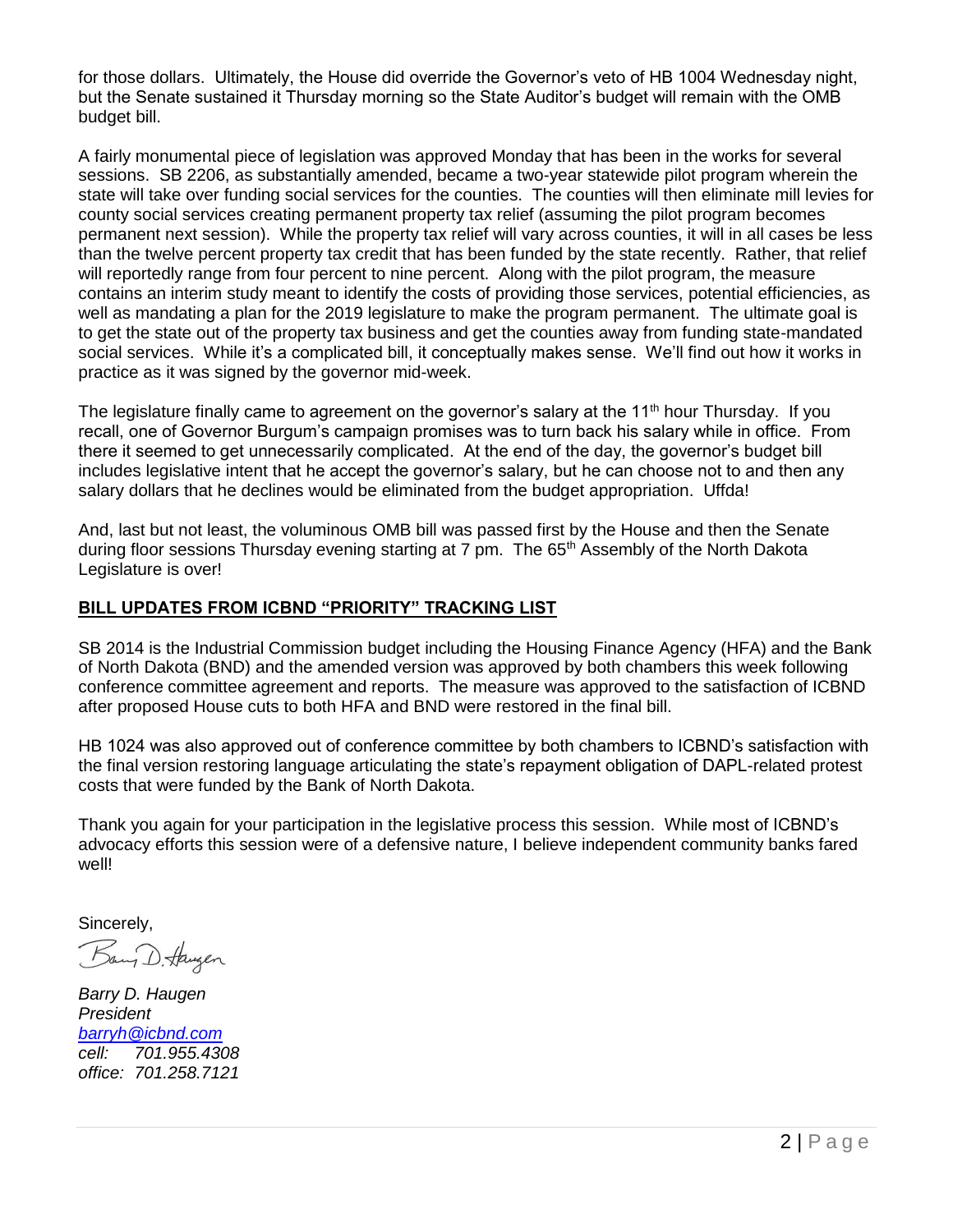for those dollars. Ultimately, the House did override the Governor's veto of HB 1004 Wednesday night, but the Senate sustained it Thursday morning so the State Auditor's budget will remain with the OMB budget bill.

A fairly monumental piece of legislation was approved Monday that has been in the works for several sessions. SB 2206, as substantially amended, became a two-year statewide pilot program wherein the state will take over funding social services for the counties. The counties will then eliminate mill levies for county social services creating permanent property tax relief (assuming the pilot program becomes permanent next session). While the property tax relief will vary across counties, it will in all cases be less than the twelve percent property tax credit that has been funded by the state recently. Rather, that relief will reportedly range from four percent to nine percent. Along with the pilot program, the measure contains an interim study meant to identify the costs of providing those services, potential efficiencies, as well as mandating a plan for the 2019 legislature to make the program permanent. The ultimate goal is to get the state out of the property tax business and get the counties away from funding state-mandated social services. While it's a complicated bill, it conceptually makes sense. We'll find out how it works in practice as it was signed by the governor mid-week.

The legislature finally came to agreement on the governor's salary at the 11th hour Thursday. If you recall, one of Governor Burgum's campaign promises was to turn back his salary while in office. From there it seemed to get unnecessarily complicated. At the end of the day, the governor's budget bill includes legislative intent that he accept the governor's salary, but he can choose not to and then any salary dollars that he declines would be eliminated from the budget appropriation. Uffda!

And, last but not least, the voluminous OMB bill was passed first by the House and then the Senate during floor sessions Thursday evening starting at 7 pm. The 65th Assembly of the North Dakota Legislature is over!

## BILL UPDATES FROM ICBND "PRIORITY" TRACKING LIST

SB 2014 is the Industrial Commission budget including the Housing Finance Agency (HFA) and the Bank of North Dakota (BND) and the amended version was approved by both chambers this week following conference committee agreement and reports. The measure was approved to the satisfaction of ICBND after proposed House cuts to both HFA and BND were restored in the final bill.

HB 1024 was also approved out of conference committee by both chambers to ICBND's satisfaction with the final version restoring language articulating the state's repayment obligation of DAPL-related protest costs that were funded by the Bank of North Dakota.

Thank you again for your participation in the legislative process this session. While most of ICBND's advocacy efforts this session were of a defensive nature, I believe independent community banks fared well!

Sincerely,

Barry D. Haugen

*Barry D. Haugen*
*President*
*barryh@icbnd.com*
*cell: 701.955.4308*
*office: 701.258.7121*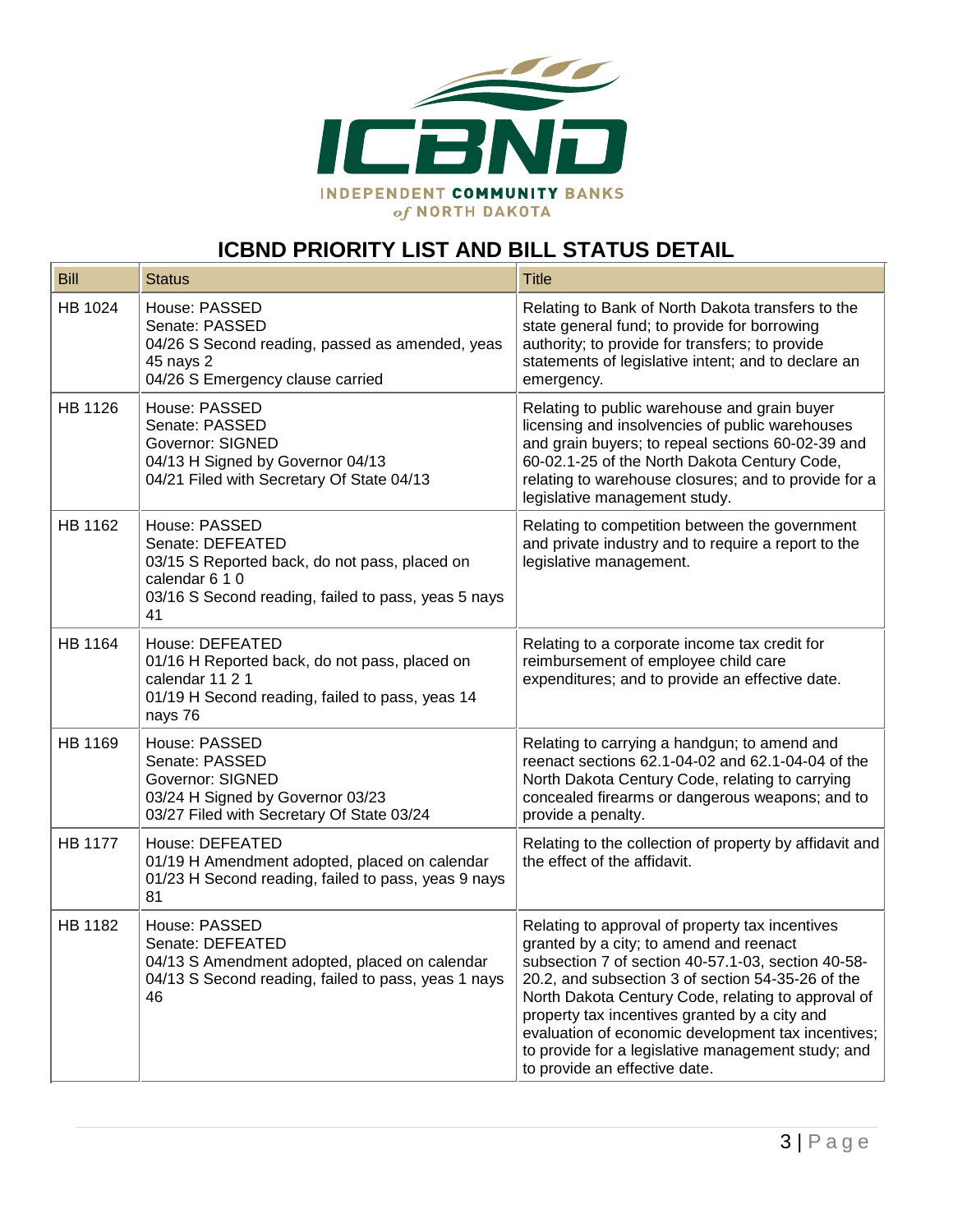# ICBND PRIORITY LIST AND BILL STATUS DETAIL

| Bill | Status | Title |
|---|---|---|
| HB 1024 | House: PASSED<br>Senate: PASSED<br>04/26 S Second reading, passed as amended, yeas 45 nays 2<br>04/26 S Emergency clause carried | Relating to Bank of North Dakota transfers to the state general fund; to provide for borrowing authority; to provide for transfers; to provide statements of legislative intent; and to declare an emergency. |
| HB 1126 | House: PASSED<br>Senate: PASSED<br>Governor: SIGNED<br>04/13 H Signed by Governor 04/13<br>04/21 Filed with Secretary Of State 04/13 | Relating to public warehouse and grain buyer licensing and insolvencies of public warehouses and grain buyers; to repeal sections 60-02-39 and 60-02.1-25 of the North Dakota Century Code, relating to warehouse closures; and to provide for a legislative management study. |
| HB 1162 | House: PASSED<br>Senate: DEFEATED<br>03/15 S Reported back, do not pass, placed on calendar 6 1 0<br>03/16 S Second reading, failed to pass, yeas 5 nays 41 | Relating to competition between the government and private industry and to require a report to the legislative management. |
| HB 1164 | House: DEFEATED<br>01/16 H Reported back, do not pass, placed on calendar 11 2 1<br>01/19 H Second reading, failed to pass, yeas 14 nays 76 | Relating to a corporate income tax credit for reimbursement of employee child care expenditures; and to provide an effective date. |
| HB 1169 | House: PASSED<br>Senate: PASSED<br>Governor: SIGNED<br>03/24 H Signed by Governor 03/23<br>03/27 Filed with Secretary Of State 03/24 | Relating to carrying a handgun; to amend and reenact sections 62.1-04-02 and 62.1-04-04 of the North Dakota Century Code, relating to carrying concealed firearms or dangerous weapons; and to provide a penalty. |
| HB 1177 | House: DEFEATED<br>01/19 H Amendment adopted, placed on calendar<br>01/23 H Second reading, failed to pass, yeas 9 nays 81 | Relating to the collection of property by affidavit and the effect of the affidavit. |
| HB 1182 | House: PASSED<br>Senate: DEFEATED<br>04/13 S Amendment adopted, placed on calendar<br>04/13 S Second reading, failed to pass, yeas 1 nays 46 | Relating to approval of property tax incentives granted by a city; to amend and reenact subsection 7 of section 40-57.1-03, section 40-58-20.2, and subsection 3 of section 54-35-26 of the North Dakota Century Code, relating to approval of property tax incentives granted by a city and evaluation of economic development tax incentives; to provide for a legislative management study; and to provide an effective date. |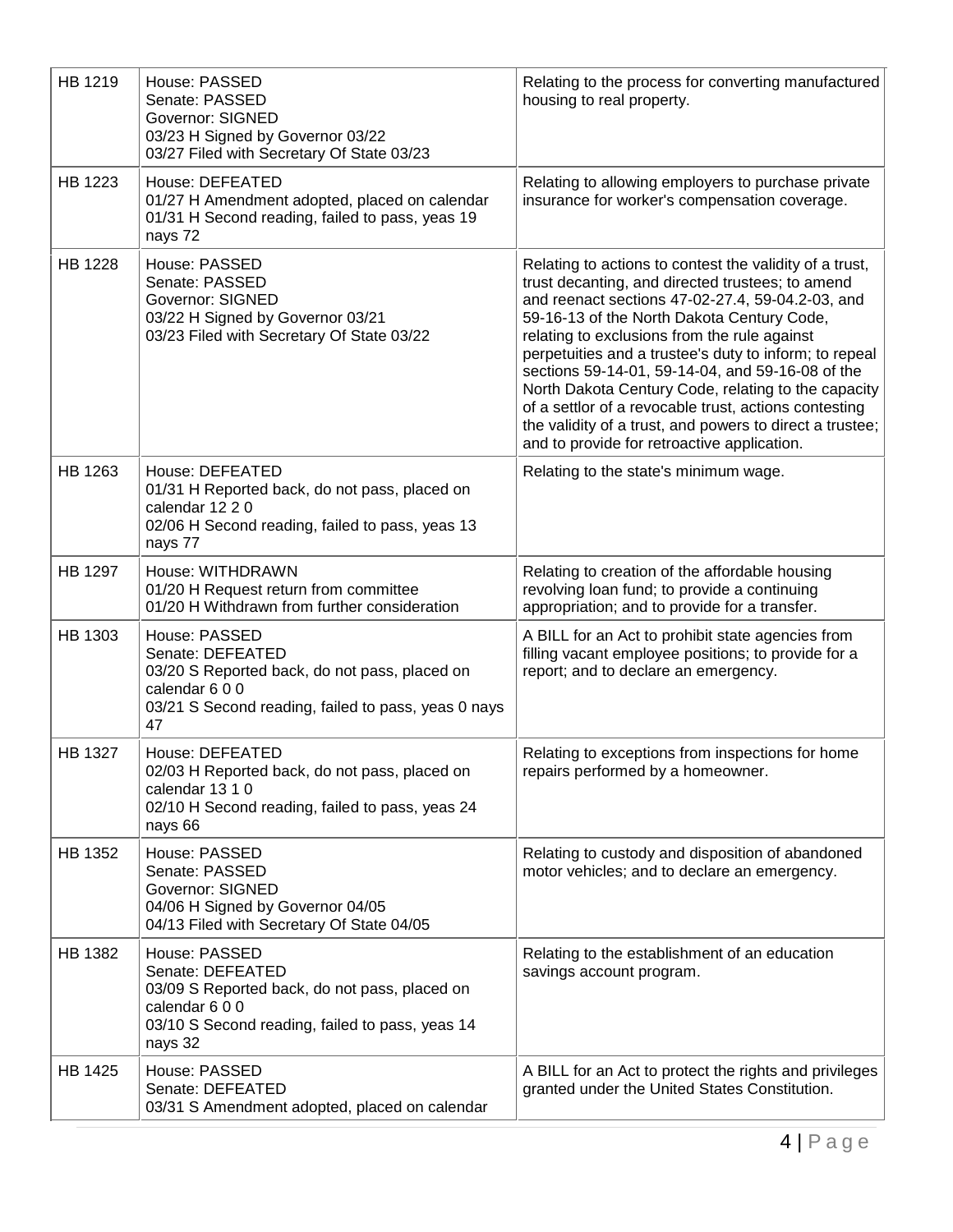| | | |
|---|---|---|
| HB 1219 | House: PASSED<br>Senate: PASSED<br>Governor: SIGNED<br>03/23 H Signed by Governor 03/22<br>03/27 Filed with Secretary Of State 03/23 | Relating to the process for converting manufactured housing to real property. |
| HB 1223 | House: DEFEATED<br>01/27 H Amendment adopted, placed on calendar<br>01/31 H Second reading, failed to pass, yeas 19 nays 72 | Relating to allowing employers to purchase private insurance for worker's compensation coverage. |
| HB 1228 | House: PASSED<br>Senate: PASSED<br>Governor: SIGNED<br>03/22 H Signed by Governor 03/21<br>03/23 Filed with Secretary Of State 03/22 | Relating to actions to contest the validity of a trust, trust decanting, and directed trustees; to amend and reenact sections 47-02-27.4, 59-04.2-03, and 59-16-13 of the North Dakota Century Code, relating to exclusions from the rule against perpetuities and a trustee's duty to inform; to repeal sections 59-14-01, 59-14-04, and 59-16-08 of the North Dakota Century Code, relating to the capacity of a settlor of a revocable trust, actions contesting the validity of a trust, and powers to direct a trustee; and to provide for retroactive application. |
| HB 1263 | House: DEFEATED<br>01/31 H Reported back, do not pass, placed on calendar 12 2 0<br>02/06 H Second reading, failed to pass, yeas 13 nays 77 | Relating to the state's minimum wage. |
| HB 1297 | House: WITHDRAWN<br>01/20 H Request return from committee<br>01/20 H Withdrawn from further consideration | Relating to creation of the affordable housing revolving loan fund; to provide a continuing appropriation; and to provide for a transfer. |
| HB 1303 | House: PASSED<br>Senate: DEFEATED<br>03/20 S Reported back, do not pass, placed on calendar 6 0 0<br>03/21 S Second reading, failed to pass, yeas 0 nays 47 | A BILL for an Act to prohibit state agencies from filling vacant employee positions; to provide for a report; and to declare an emergency. |
| HB 1327 | House: DEFEATED<br>02/03 H Reported back, do not pass, placed on calendar 13 1 0<br>02/10 H Second reading, failed to pass, yeas 24 nays 66 | Relating to exceptions from inspections for home repairs performed by a homeowner. |
| HB 1352 | House: PASSED<br>Senate: PASSED<br>Governor: SIGNED<br>04/06 H Signed by Governor 04/05<br>04/13 Filed with Secretary Of State 04/05 | Relating to custody and disposition of abandoned motor vehicles; and to declare an emergency. |
| HB 1382 | House: PASSED<br>Senate: DEFEATED<br>03/09 S Reported back, do not pass, placed on calendar 6 0 0<br>03/10 S Second reading, failed to pass, yeas 14 nays 32 | Relating to the establishment of an education savings account program. |
| HB 1425 | House: PASSED<br>Senate: DEFEATED<br>03/31 S Amendment adopted, placed on calendar | A BILL for an Act to protect the rights and privileges granted under the United States Constitution. |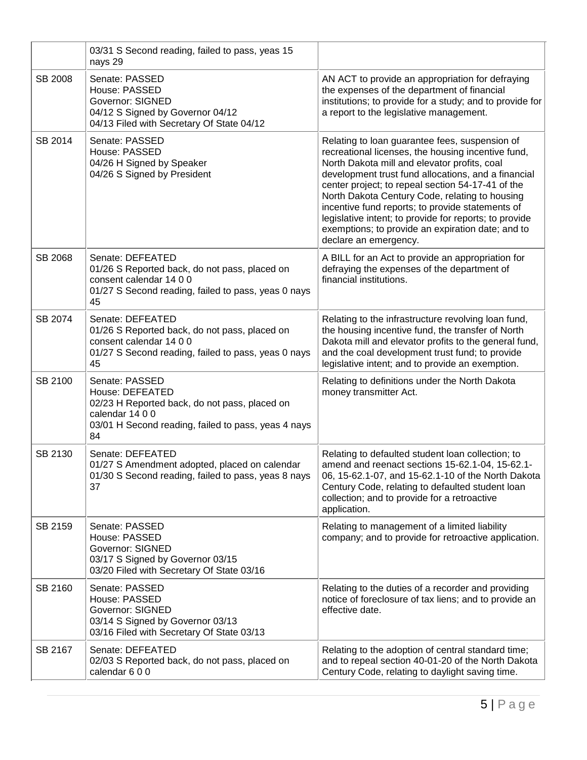| | | |
|---|---|---|
| | 03/31 S Second reading, failed to pass, yeas 15 nays 29 | |
| SB 2008 | Senate: PASSED<br>House: PASSED<br>Governor: SIGNED<br>04/12 S Signed by Governor 04/12<br>04/13 Filed with Secretary Of State 04/12 | AN ACT to provide an appropriation for defraying the expenses of the department of financial institutions; to provide for a study; and to provide for a report to the legislative management. |
| SB 2014 | Senate: PASSED<br>House: PASSED<br>04/26 H Signed by Speaker<br>04/26 S Signed by President | Relating to loan guarantee fees, suspension of recreational licenses, the housing incentive fund, North Dakota mill and elevator profits, coal development trust fund allocations, and a financial center project; to repeal section 54-17-41 of the North Dakota Century Code, relating to housing incentive fund reports; to provide statements of legislative intent; to provide for reports; to provide exemptions; to provide an expiration date; and to declare an emergency. |
| SB 2068 | Senate: DEFEATED<br>01/26 S Reported back, do not pass, placed on consent calendar 14 0 0<br>01/27 S Second reading, failed to pass, yeas 0 nays 45 | A BILL for an Act to provide an appropriation for defraying the expenses of the department of financial institutions. |
| SB 2074 | Senate: DEFEATED<br>01/26 S Reported back, do not pass, placed on consent calendar 14 0 0<br>01/27 S Second reading, failed to pass, yeas 0 nays 45 | Relating to the infrastructure revolving loan fund, the housing incentive fund, the transfer of North Dakota mill and elevator profits to the general fund, and the coal development trust fund; to provide legislative intent; and to provide an exemption. |
| SB 2100 | Senate: PASSED<br>House: DEFEATED<br>02/23 H Reported back, do not pass, placed on calendar 14 0 0<br>03/01 H Second reading, failed to pass, yeas 4 nays 84 | Relating to definitions under the North Dakota money transmitter Act. |
| SB 2130 | Senate: DEFEATED<br>01/27 S Amendment adopted, placed on calendar<br>01/30 S Second reading, failed to pass, yeas 8 nays 37 | Relating to defaulted student loan collection; to amend and reenact sections 15-62.1-04, 15-62.1-06, 15-62.1-07, and 15-62.1-10 of the North Dakota Century Code, relating to defaulted student loan collection; and to provide for a retroactive application. |
| SB 2159 | Senate: PASSED<br>House: PASSED<br>Governor: SIGNED<br>03/17 S Signed by Governor 03/15<br>03/20 Filed with Secretary Of State 03/16 | Relating to management of a limited liability company; and to provide for retroactive application. |
| SB 2160 | Senate: PASSED<br>House: PASSED<br>Governor: SIGNED<br>03/14 S Signed by Governor 03/13<br>03/16 Filed with Secretary Of State 03/13 | Relating to the duties of a recorder and providing notice of foreclosure of tax liens; and to provide an effective date. |
| SB 2167 | Senate: DEFEATED<br>02/03 S Reported back, do not pass, placed on calendar 6 0 0 | Relating to the adoption of central standard time; and to repeal section 40-01-20 of the North Dakota Century Code, relating to daylight saving time. |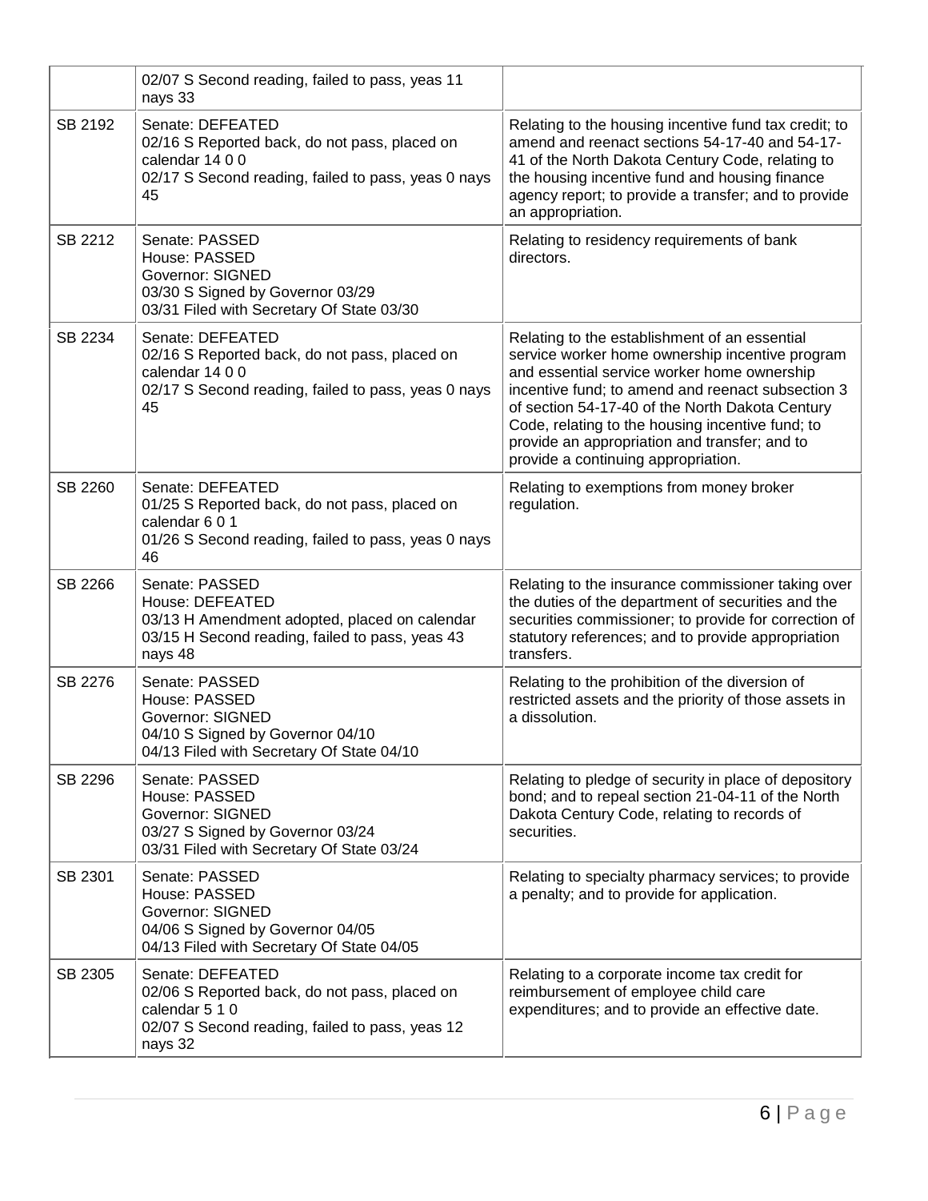| | | |
|---|---|---|
| | 02/07 S Second reading, failed to pass, yeas 11 nays 33 | |
| SB 2192 | Senate: DEFEATED<br>02/16 S Reported back, do not pass, placed on calendar 14 0 0<br>02/17 S Second reading, failed to pass, yeas 0 nays 45 | Relating to the housing incentive fund tax credit; to amend and reenact sections 54-17-40 and 54-17-41 of the North Dakota Century Code, relating to the housing incentive fund and housing finance agency report; to provide a transfer; and to provide an appropriation. |
| SB 2212 | Senate: PASSED<br>House: PASSED<br>Governor: SIGNED<br>03/30 S Signed by Governor 03/29<br>03/31 Filed with Secretary Of State 03/30 | Relating to residency requirements of bank directors. |
| SB 2234 | Senate: DEFEATED<br>02/16 S Reported back, do not pass, placed on calendar 14 0 0<br>02/17 S Second reading, failed to pass, yeas 0 nays 45 | Relating to the establishment of an essential service worker home ownership incentive program and essential service worker home ownership incentive fund; to amend and reenact subsection 3 of section 54-17-40 of the North Dakota Century Code, relating to the housing incentive fund; to provide an appropriation and transfer; and to provide a continuing appropriation. |
| SB 2260 | Senate: DEFEATED<br>01/25 S Reported back, do not pass, placed on calendar 6 0 1<br>01/26 S Second reading, failed to pass, yeas 0 nays 46 | Relating to exemptions from money broker regulation. |
| SB 2266 | Senate: PASSED<br>House: DEFEATED<br>03/13 H Amendment adopted, placed on calendar<br>03/15 H Second reading, failed to pass, yeas 43 nays 48 | Relating to the insurance commissioner taking over the duties of the department of securities and the securities commissioner; to provide for correction of statutory references; and to provide appropriation transfers. |
| SB 2276 | Senate: PASSED<br>House: PASSED<br>Governor: SIGNED<br>04/10 S Signed by Governor 04/10<br>04/13 Filed with Secretary Of State 04/10 | Relating to the prohibition of the diversion of restricted assets and the priority of those assets in a dissolution. |
| SB 2296 | Senate: PASSED<br>House: PASSED<br>Governor: SIGNED<br>03/27 S Signed by Governor 03/24<br>03/31 Filed with Secretary Of State 03/24 | Relating to pledge of security in place of depository bond; and to repeal section 21-04-11 of the North Dakota Century Code, relating to records of securities. |
| SB 2301 | Senate: PASSED<br>House: PASSED<br>Governor: SIGNED<br>04/06 S Signed by Governor 04/05<br>04/13 Filed with Secretary Of State 04/05 | Relating to specialty pharmacy services; to provide a penalty; and to provide for application. |
| SB 2305 | Senate: DEFEATED<br>02/06 S Reported back, do not pass, placed on calendar 5 1 0<br>02/07 S Second reading, failed to pass, yeas 12 nays 32 | Relating to a corporate income tax credit for reimbursement of employee child care expenditures; and to provide an effective date. |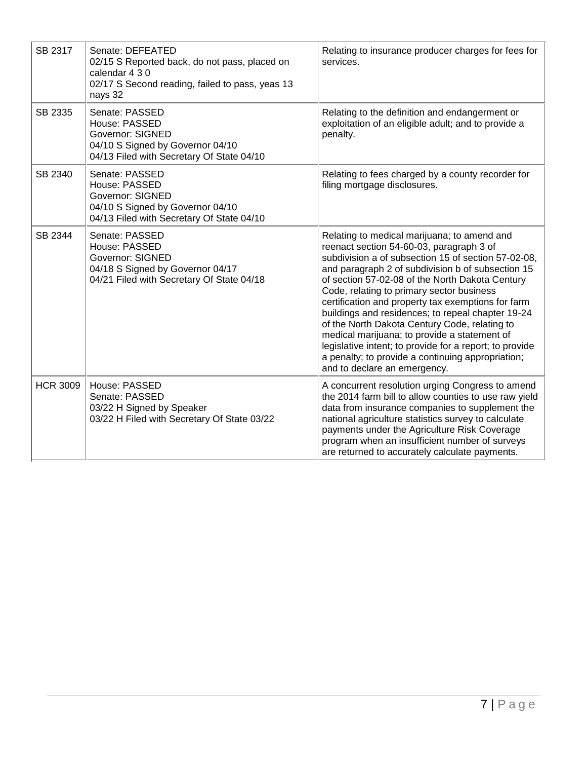| | | |
|---|---|---|
| SB 2317 | Senate: DEFEATED<br>02/15 S Reported back, do not pass, placed on calendar 4 3 0<br>02/17 S Second reading, failed to pass, yeas 13 nays 32 | Relating to insurance producer charges for fees for services. |
| SB 2335 | Senate: PASSED<br>House: PASSED<br>Governor: SIGNED<br>04/10 S Signed by Governor 04/10<br>04/13 Filed with Secretary Of State 04/10 | Relating to the definition and endangerment or exploitation of an eligible adult; and to provide a penalty. |
| SB 2340 | Senate: PASSED<br>House: PASSED<br>Governor: SIGNED<br>04/10 S Signed by Governor 04/10<br>04/13 Filed with Secretary Of State 04/10 | Relating to fees charged by a county recorder for filing mortgage disclosures. |
| SB 2344 | Senate: PASSED<br>House: PASSED<br>Governor: SIGNED<br>04/18 S Signed by Governor 04/17<br>04/21 Filed with Secretary Of State 04/18 | Relating to medical marijuana; to amend and reenact section 54-60-03, paragraph 3 of subdivision a of subsection 15 of section 57-02-08, and paragraph 2 of subdivision b of subsection 15 of section 57-02-08 of the North Dakota Century Code, relating to primary sector business certification and property tax exemptions for farm buildings and residences; to repeal chapter 19-24 of the North Dakota Century Code, relating to medical marijuana; to provide a statement of legislative intent; to provide for a report; to provide a penalty; to provide a continuing appropriation; and to declare an emergency. |
| HCR 3009 | House: PASSED<br>Senate: PASSED<br>03/22 H Signed by Speaker<br>03/22 H Filed with Secretary Of State 03/22 | A concurrent resolution urging Congress to amend the 2014 farm bill to allow counties to use raw yield data from insurance companies to supplement the national agriculture statistics survey to calculate payments under the Agriculture Risk Coverage program when an insufficient number of surveys are returned to accurately calculate payments. |